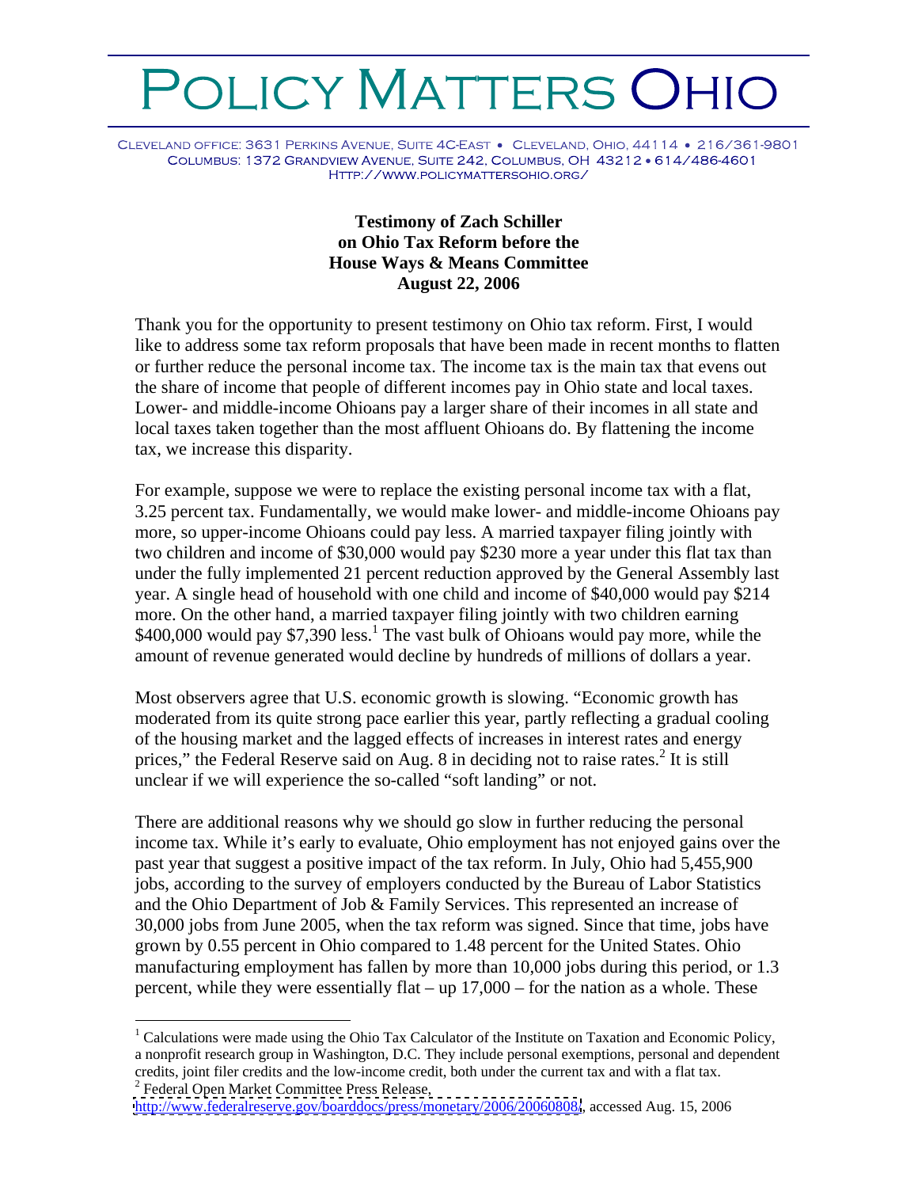# POLICY MATTERS OHIO

CLEVELAND OFFICE: 3631 PERKINS AVENUE, SUITE 4C-EAST • CLEVELAND, OHIO, 44114 • 216/361-9801
COLUMBUS: 1372 GRANDVIEW AVENUE, SUITE 242, COLUMBUS, OH 43212 • 614/486-4601
HTTP://WWW.POLICYMATTERSOHIO.ORG/

**Testimony of Zach Schiller on Ohio Tax Reform before the House Ways & Means Committee August 22, 2006**

Thank you for the opportunity to present testimony on Ohio tax reform. First, I would like to address some tax reform proposals that have been made in recent months to flatten or further reduce the personal income tax. The income tax is the main tax that evens out the share of income that people of different incomes pay in Ohio state and local taxes. Lower- and middle-income Ohioans pay a larger share of their incomes in all state and local taxes taken together than the most affluent Ohioans do. By flattening the income tax, we increase this disparity.

For example, suppose we were to replace the existing personal income tax with a flat, 3.25 percent tax. Fundamentally, we would make lower- and middle-income Ohioans pay more, so upper-income Ohioans could pay less. A married taxpayer filing jointly with two children and income of $30,000 would pay $230 more a year under this flat tax than under the fully implemented 21 percent reduction approved by the General Assembly last year. A single head of household with one child and income of $40,000 would pay $214 more. On the other hand, a married taxpayer filing jointly with two children earning $400,000 would pay $7,390 less.[1] The vast bulk of Ohioans would pay more, while the amount of revenue generated would decline by hundreds of millions of dollars a year.

Most observers agree that U.S. economic growth is slowing. "Economic growth has moderated from its quite strong pace earlier this year, partly reflecting a gradual cooling of the housing market and the lagged effects of increases in interest rates and energy prices," the Federal Reserve said on Aug. 8 in deciding not to raise rates.[2] It is still unclear if we will experience the so-called "soft landing" or not.

There are additional reasons why we should go slow in further reducing the personal income tax. While it's early to evaluate, Ohio employment has not enjoyed gains over the past year that suggest a positive impact of the tax reform. In July, Ohio had 5,455,900 jobs, according to the survey of employers conducted by the Bureau of Labor Statistics and the Ohio Department of Job & Family Services. This represented an increase of 30,000 jobs from June 2005, when the tax reform was signed. Since that time, jobs have grown by 0.55 percent in Ohio compared to 1.48 percent for the United States. Ohio manufacturing employment has fallen by more than 10,000 jobs during this period, or 1.3 percent, while they were essentially flat – up 17,000 – for the nation as a whole. These

---

[1] Calculations were made using the Ohio Tax Calculator of the Institute on Taxation and Economic Policy, a nonprofit research group in Washington, D.C. They include personal exemptions, personal and dependent credits, joint filer credits and the low-income credit, both under the current tax and with a flat tax.

[2] Federal Open Market Committee Press Release, http://www.federalreserve.gov/boarddocs/press/monetary/2006/20060808/, accessed Aug. 15, 2006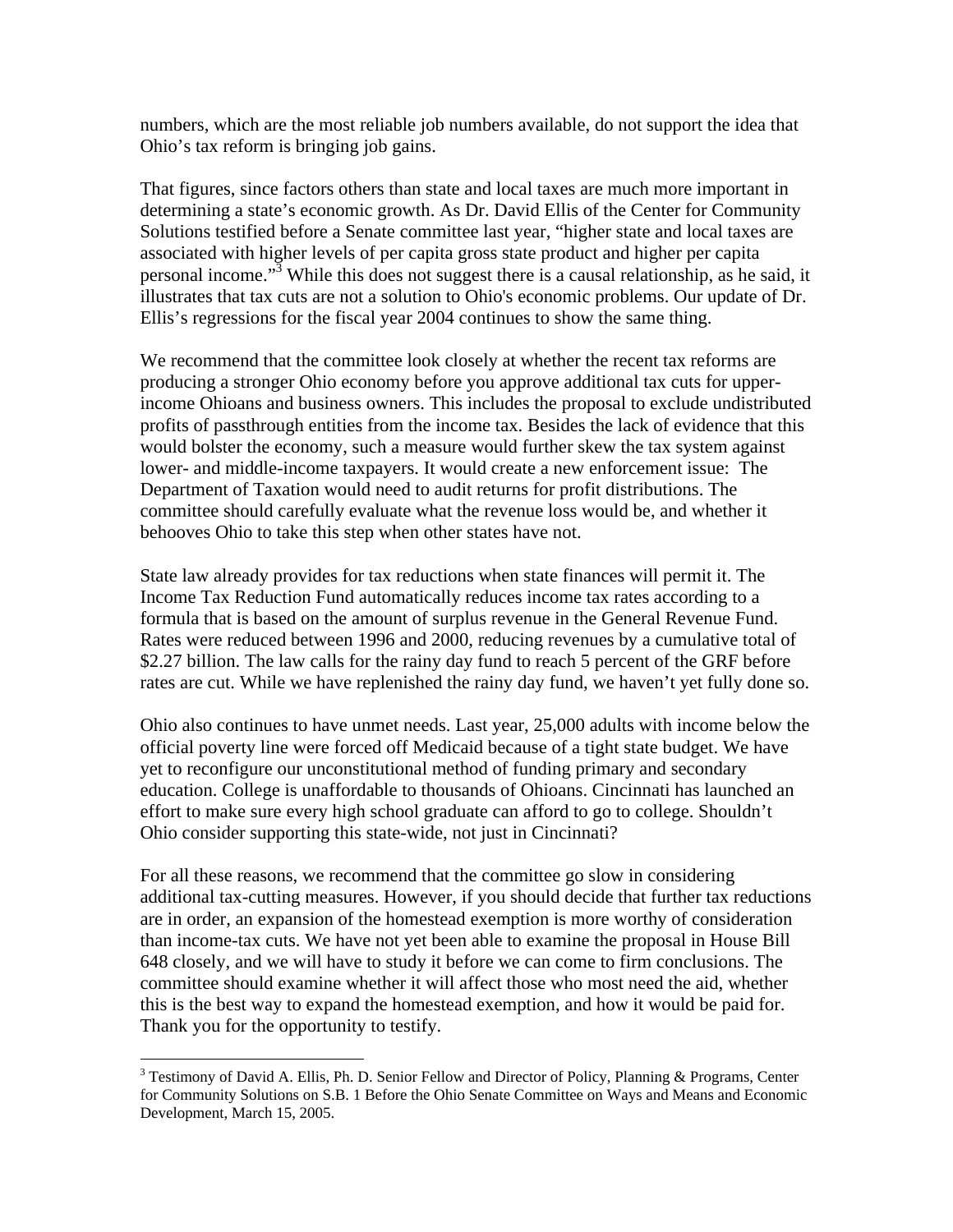numbers, which are the most reliable job numbers available, do not support the idea that Ohio's tax reform is bringing job gains.

That figures, since factors others than state and local taxes are much more important in determining a state's economic growth. As Dr. David Ellis of the Center for Community Solutions testified before a Senate committee last year, "higher state and local taxes are associated with higher levels of per capita gross state product and higher per capita personal income."[3] While this does not suggest there is a causal relationship, as he said, it illustrates that tax cuts are not a solution to Ohio's economic problems. Our update of Dr. Ellis's regressions for the fiscal year 2004 continues to show the same thing.

We recommend that the committee look closely at whether the recent tax reforms are producing a stronger Ohio economy before you approve additional tax cuts for upper-income Ohioans and business owners. This includes the proposal to exclude undistributed profits of passthrough entities from the income tax. Besides the lack of evidence that this would bolster the economy, such a measure would further skew the tax system against lower- and middle-income taxpayers. It would create a new enforcement issue: The Department of Taxation would need to audit returns for profit distributions. The committee should carefully evaluate what the revenue loss would be, and whether it behooves Ohio to take this step when other states have not.

State law already provides for tax reductions when state finances will permit it. The Income Tax Reduction Fund automatically reduces income tax rates according to a formula that is based on the amount of surplus revenue in the General Revenue Fund. Rates were reduced between 1996 and 2000, reducing revenues by a cumulative total of $2.27 billion. The law calls for the rainy day fund to reach 5 percent of the GRF before rates are cut. While we have replenished the rainy day fund, we haven't yet fully done so.

Ohio also continues to have unmet needs. Last year, 25,000 adults with income below the official poverty line were forced off Medicaid because of a tight state budget. We have yet to reconfigure our unconstitutional method of funding primary and secondary education. College is unaffordable to thousands of Ohioans. Cincinnati has launched an effort to make sure every high school graduate can afford to go to college. Shouldn't Ohio consider supporting this state-wide, not just in Cincinnati?

For all these reasons, we recommend that the committee go slow in considering additional tax-cutting measures. However, if you should decide that further tax reductions are in order, an expansion of the homestead exemption is more worthy of consideration than income-tax cuts. We have not yet been able to examine the proposal in House Bill 648 closely, and we will have to study it before we can come to firm conclusions. The committee should examine whether it will affect those who most need the aid, whether this is the best way to expand the homestead exemption, and how it would be paid for. Thank you for the opportunity to testify.

---

[3] Testimony of David A. Ellis, Ph. D. Senior Fellow and Director of Policy, Planning & Programs, Center for Community Solutions on S.B. 1 Before the Ohio Senate Committee on Ways and Means and Economic Development, March 15, 2005.